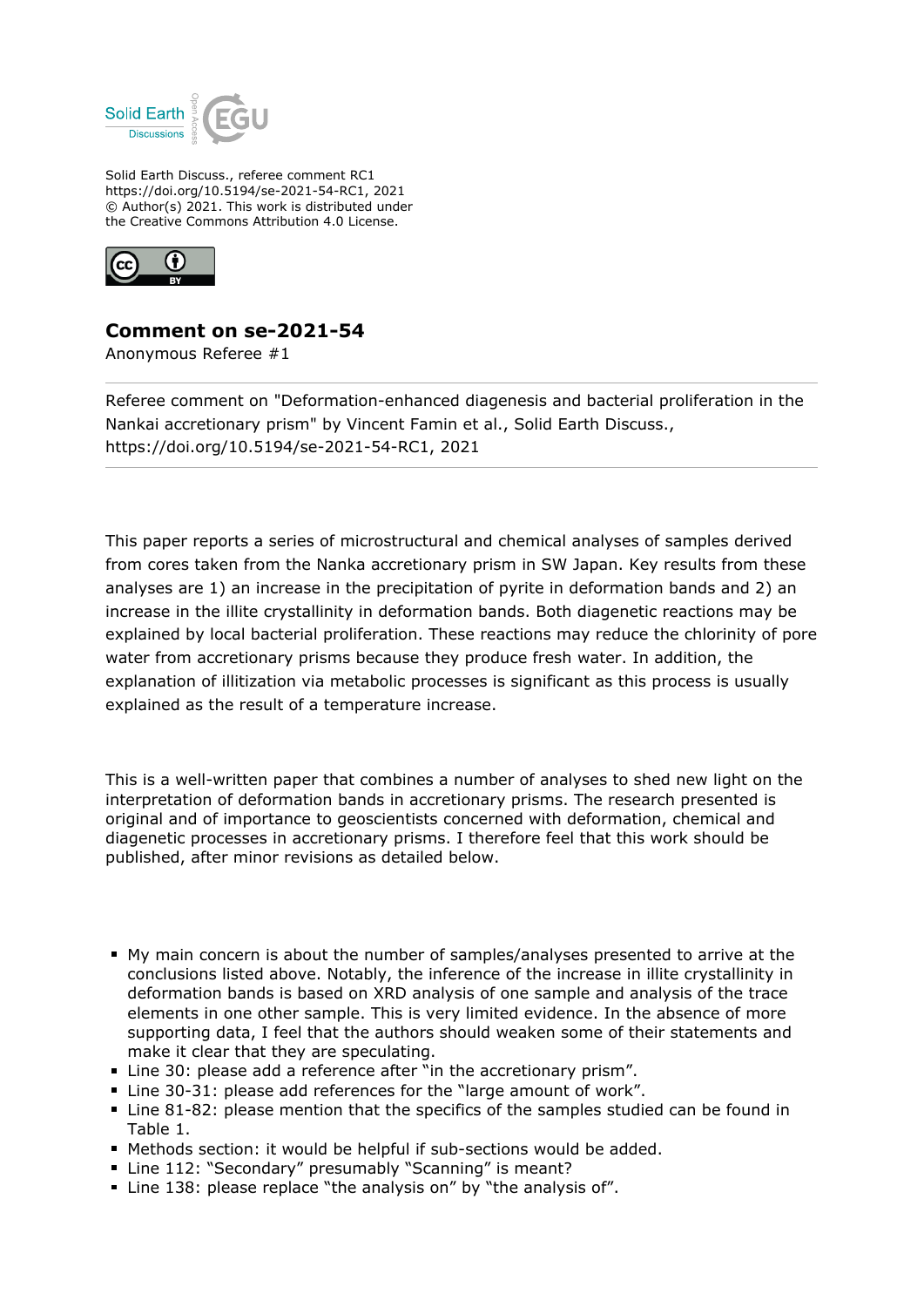Solid Earth Discuss., referee comment RC1
https://doi.org/10.5194/se-2021-54-RC1, 2021
© Author(s) 2021. This work is distributed under
the Creative Commons Attribution 4.0 License.

# Comment on se-2021-54

Anonymous Referee #1

---

Referee comment on "Deformation-enhanced diagenesis and bacterial proliferation in the Nankai accretionary prism" by Vincent Famin et al., Solid Earth Discuss., https://doi.org/10.5194/se-2021-54-RC1, 2021

---

This paper reports a series of microstructural and chemical analyses of samples derived from cores taken from the Nanka accretionary prism in SW Japan. Key results from these analyses are 1) an increase in the precipitation of pyrite in deformation bands and 2) an increase in the illite crystallinity in deformation bands. Both diagenetic reactions may be explained by local bacterial proliferation. These reactions may reduce the chlorinity of pore water from accretionary prisms because they produce fresh water. In addition, the explanation of illitization via metabolic processes is significant as this process is usually explained as the result of a temperature increase.

This is a well-written paper that combines a number of analyses to shed new light on the interpretation of deformation bands in accretionary prisms. The research presented is original and of importance to geoscientists concerned with deformation, chemical and diagenetic processes in accretionary prisms. I therefore feel that this work should be published, after minor revisions as detailed below.

- My main concern is about the number of samples/analyses presented to arrive at the conclusions listed above. Notably, the inference of the increase in illite crystallinity in deformation bands is based on XRD analysis of one sample and analysis of the trace elements in one other sample. This is very limited evidence. In the absence of more supporting data, I feel that the authors should weaken some of their statements and make it clear that they are speculating.
- Line 30: please add a reference after "in the accretionary prism".
- Line 30-31: please add references for the "large amount of work".
- Line 81-82: please mention that the specifics of the samples studied can be found in Table 1.
- Methods section: it would be helpful if sub-sections would be added.
- Line 112: "Secondary" presumably "Scanning" is meant?
- Line 138: please replace "the analysis on" by "the analysis of".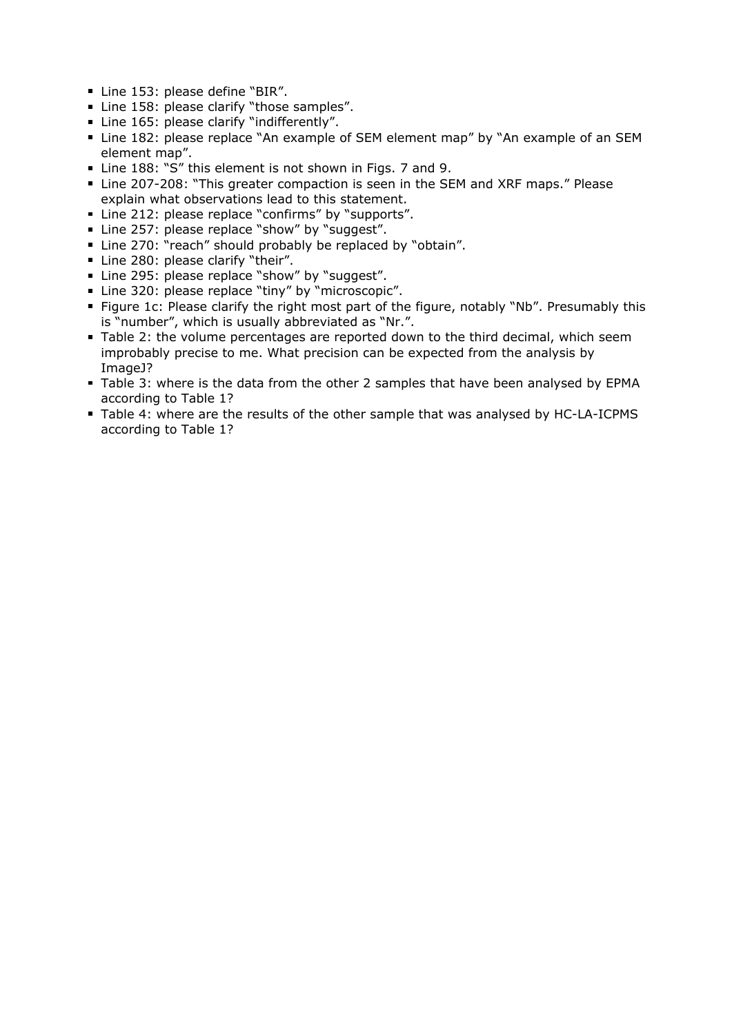- Line 153: please define "BIR".
- Line 158: please clarify "those samples".
- Line 165: please clarify "indifferently".
- Line 182: please replace "An example of SEM element map" by "An example of an SEM element map".
- Line 188: "S" this element is not shown in Figs. 7 and 9.
- Line 207-208: "This greater compaction is seen in the SEM and XRF maps." Please explain what observations lead to this statement.
- Line 212: please replace "confirms" by "supports".
- Line 257: please replace "show" by "suggest".
- Line 270: "reach" should probably be replaced by "obtain".
- Line 280: please clarify "their".
- Line 295: please replace "show" by "suggest".
- Line 320: please replace "tiny" by "microscopic".
- Figure 1c: Please clarify the right most part of the figure, notably "Nb". Presumably this is "number", which is usually abbreviated as "Nr.".
- Table 2: the volume percentages are reported down to the third decimal, which seem improbably precise to me. What precision can be expected from the analysis by ImageJ?
- Table 3: where is the data from the other 2 samples that have been analysed by EPMA according to Table 1?
- Table 4: where are the results of the other sample that was analysed by HC-LA-ICPMS according to Table 1?